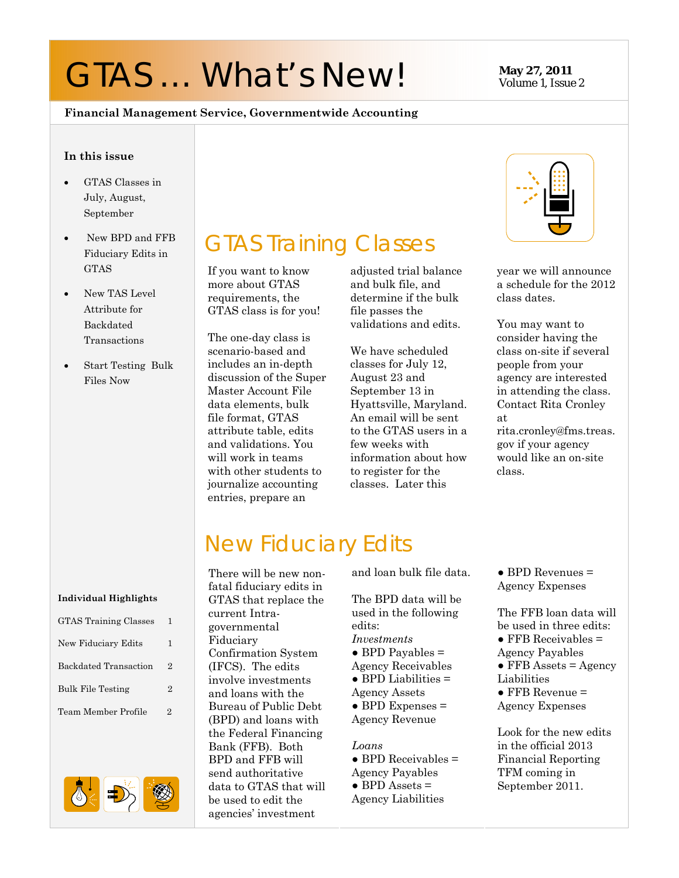# GTAS … What's New!

**May 27, 2011**
Volume 1, Issue 2

**Financial Management Service, Governmentwide Accounting**

**In this issue**

- GTAS Classes in July, August, September
- New BPD and FFB Fiduciary Edits in GTAS
- New TAS Level Attribute for Backdated Transactions
- Start Testing Bulk Files Now

**Individual Highlights**

| | |
|---|---|
| GTAS Training Classes | 1 |
| New Fiduciary Edits | 1 |
| Backdated Transaction | 2 |
| Bulk File Testing | 2 |
| Team Member Profile | 2 |

## GTAS Training Classes

If you want to know more about GTAS requirements, the GTAS class is for you!

The one-day class is scenario-based and includes an in-depth discussion of the Super Master Account File data elements, bulk file format, GTAS attribute table, edits and validations. You will work in teams with other students to journalize accounting entries, prepare an adjusted trial balance and bulk file, and determine if the bulk file passes the validations and edits.

We have scheduled classes for July 12, August 23 and September 13 in Hyattsville, Maryland. An email will be sent to the GTAS users in a few weeks with information about how to register for the classes. Later this year we will announce a schedule for the 2012 class dates.

You may want to consider having the class on-site if several people from your agency are interested in attending the class. Contact Rita Cronley at rita.cronley@fms.treas.gov if your agency would like an on-site class.

## New Fiduciary Edits

There will be new non-fatal fiduciary edits in GTAS that replace the current Intra-governmental Fiduciary Confirmation System (IFCS). The edits involve investments and loans with the Bureau of Public Debt (BPD) and loans with the Federal Financing Bank (FFB). Both BPD and FFB will send authoritative data to GTAS that will be used to edit the agencies' investment and loan bulk file data.

The BPD data will be used in the following edits:

*Investments*

- BPD Payables = Agency Receivables
- BPD Liabilities = Agency Assets
- BPD Expenses = Agency Revenue

*Loans*

- BPD Receivables = Agency Payables
- BPD Assets = Agency Liabilities
- BPD Revenues = Agency Expenses

The FFB loan data will be used in three edits:

- FFB Receivables = Agency Payables
- FFB Assets = Agency Liabilities
- FFB Revenue = Agency Expenses

Look for the new edits in the official 2013 Financial Reporting TFM coming in September 2011.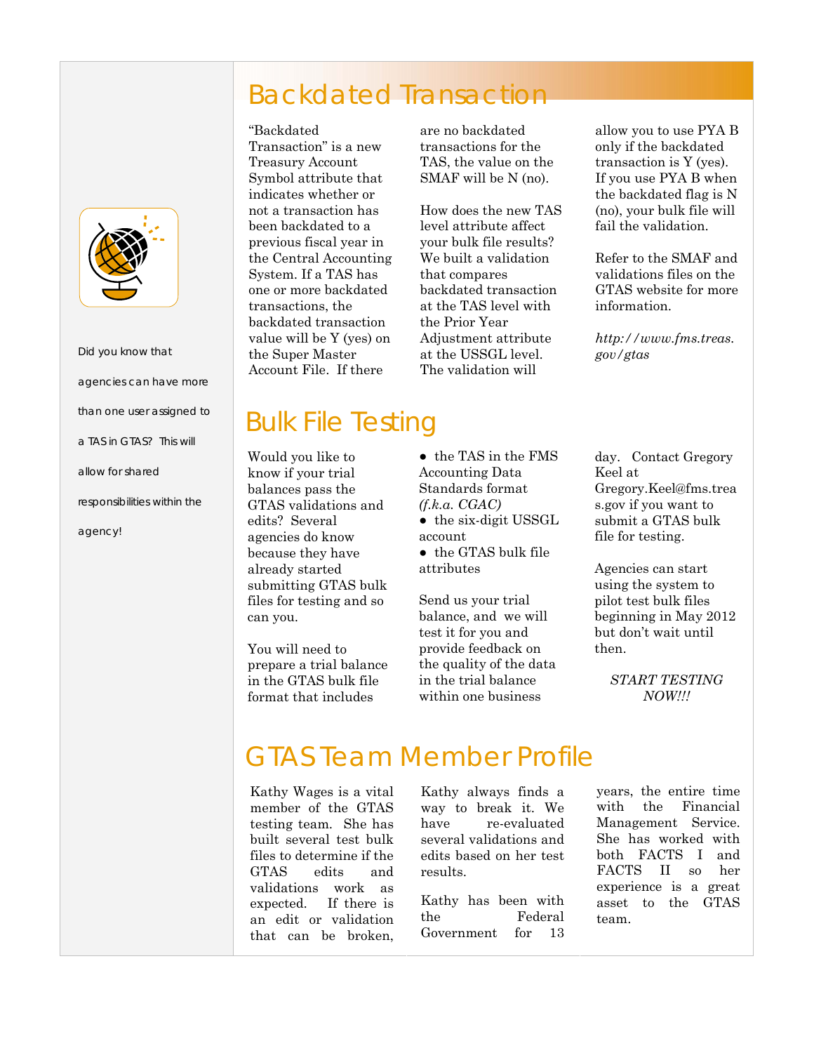Did you know that agencies can have more than one user assigned to a TAS in GTAS? This will allow for shared responsibilities within the agency!

## Backdated Transaction

"Backdated Transaction" is a new Treasury Account Symbol attribute that indicates whether or not a transaction has been backdated to a previous fiscal year in the Central Accounting System. If a TAS has one or more backdated transactions, the backdated transaction value will be Y (yes) on the Super Master Account File. If there are no backdated transactions for the TAS, the value on the SMAF will be N (no).

How does the new TAS level attribute affect your bulk file results? We built a validation that compares backdated transaction at the TAS level with the Prior Year Adjustment attribute at the USSGL level. The validation will allow you to use PYA B only if the backdated transaction is Y (yes). If you use PYA B when the backdated flag is N (no), your bulk file will fail the validation.

Refer to the SMAF and validations files on the GTAS website for more information.

*http://www.fms.treas.gov/gtas*

## Bulk File Testing

Would you like to know if your trial balances pass the GTAS validations and edits? Several agencies do know because they have already started submitting GTAS bulk files for testing and so can you.

You will need to prepare a trial balance in the GTAS bulk file format that includes

- the TAS in the FMS Accounting Data Standards format *(f.k.a. CGAC)*
- the six-digit USSGL account
- the GTAS bulk file attributes

Send us your trial balance, and we will test it for you and provide feedback on the quality of the data in the trial balance within one business day. Contact Gregory Keel at Gregory.Keel@fms.treas.gov if you want to submit a GTAS bulk file for testing.

Agencies can start using the system to pilot test bulk files beginning in May 2012 but don't wait until then.

*START TESTING NOW!!!*

## GTAS Team Member Profile

Kathy Wages is a vital member of the GTAS testing team. She has built several test bulk files to determine if the GTAS edits and validations work as expected. If there is an edit or validation that can be broken, Kathy always finds a way to break it. We have re-evaluated several validations and edits based on her test results.

Kathy has been with the Federal Government for 13 years, the entire time with the Financial Management Service. She has worked with both FACTS I and FACTS II so her experience is a great asset to the GTAS team.